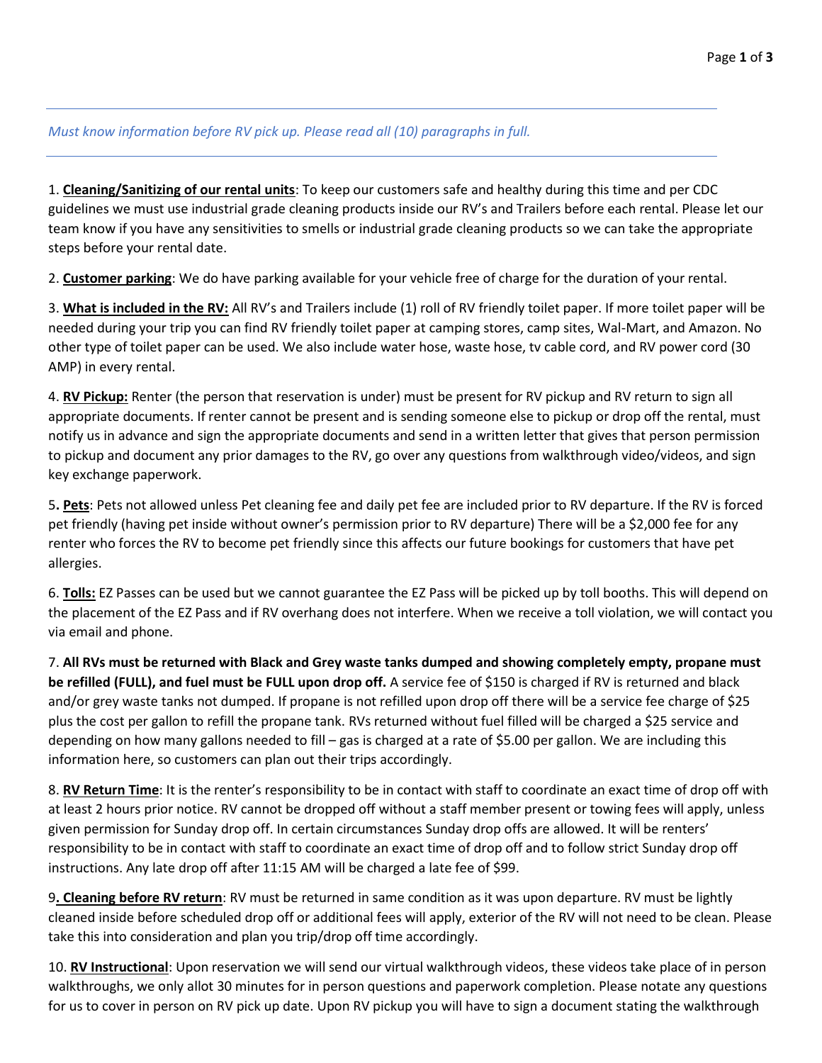*Must know information before RV pick up. Please read all (10) paragraphs in full.*

---

1. **<u>Cleaning/Sanitizing of our rental units</u>**: To keep our customers safe and healthy during this time and per CDC guidelines we must use industrial grade cleaning products inside our RV's and Trailers before each rental. Please let our team know if you have any sensitivities to smells or industrial grade cleaning products so we can take the appropriate steps before your rental date.

2. **<u>Customer parking</u>**: We do have parking available for your vehicle free of charge for the duration of your rental.

3. **<u>What is included in the RV:</u>** All RV's and Trailers include (1) roll of RV friendly toilet paper. If more toilet paper will be needed during your trip you can find RV friendly toilet paper at camping stores, camp sites, Wal-Mart, and Amazon. No other type of toilet paper can be used. We also include water hose, waste hose, tv cable cord, and RV power cord (30 AMP) in every rental.

4. **<u>RV Pickup:</u>** Renter (the person that reservation is under) must be present for RV pickup and RV return to sign all appropriate documents. If renter cannot be present and is sending someone else to pickup or drop off the rental, must notify us in advance and sign the appropriate documents and send in a written letter that gives that person permission to pickup and document any prior damages to the RV, go over any questions from walkthrough video/videos, and sign key exchange paperwork.

5. **<u>Pets</u>**: Pets not allowed unless Pet cleaning fee and daily pet fee are included prior to RV departure. If the RV is forced pet friendly (having pet inside without owner's permission prior to RV departure) There will be a $2,000 fee for any renter who forces the RV to become pet friendly since this affects our future bookings for customers that have pet allergies.

6. **<u>Tolls:</u>** EZ Passes can be used but we cannot guarantee the EZ Pass will be picked up by toll booths. This will depend on the placement of the EZ Pass and if RV overhang does not interfere. When we receive a toll violation, we will contact you via email and phone.

7. **All RVs must be returned with Black and Grey waste tanks dumped and showing completely empty, propane must be refilled (FULL), and fuel must be FULL upon drop off.** A service fee of $150 is charged if RV is returned and black and/or grey waste tanks not dumped. If propane is not refilled upon drop off there will be a service fee charge of $25 plus the cost per gallon to refill the propane tank. RVs returned without fuel filled will be charged a $25 service and depending on how many gallons needed to fill – gas is charged at a rate of $5.00 per gallon. We are including this information here, so customers can plan out their trips accordingly.

8. **<u>RV Return Time</u>**: It is the renter's responsibility to be in contact with staff to coordinate an exact time of drop off with at least 2 hours prior notice. RV cannot be dropped off without a staff member present or towing fees will apply, unless given permission for Sunday drop off. In certain circumstances Sunday drop offs are allowed. It will be renters' responsibility to be in contact with staff to coordinate an exact time of drop off and to follow strict Sunday drop off instructions. Any late drop off after 11:15 AM will be charged a late fee of $99.

9. **<u>Cleaning before RV return</u>**: RV must be returned in same condition as it was upon departure. RV must be lightly cleaned inside before scheduled drop off or additional fees will apply, exterior of the RV will not need to be clean. Please take this into consideration and plan you trip/drop off time accordingly.

10. **<u>RV Instructional</u>**: Upon reservation we will send our virtual walkthrough videos, these videos take place of in person walkthroughs, we only allot 30 minutes for in person questions and paperwork completion. Please notate any questions for us to cover in person on RV pick up date. Upon RV pickup you will have to sign a document stating the walkthrough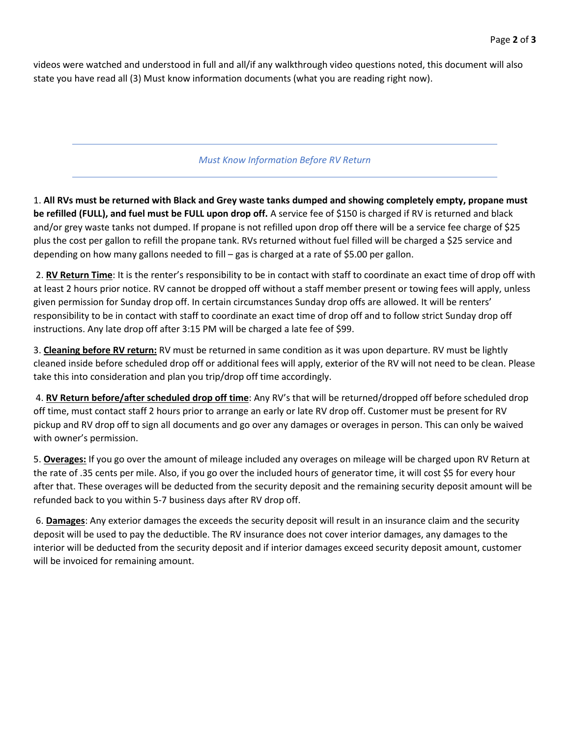videos were watched and understood in full and all/if any walkthrough video questions noted, this document will also state you have read all (3) Must know information documents (what you are reading right now).

---

*Must Know Information Before RV Return*

---

1. **All RVs must be returned with Black and Grey waste tanks dumped and showing completely empty, propane must be refilled (FULL), and fuel must be FULL upon drop off.** A service fee of $150 is charged if RV is returned and black and/or grey waste tanks not dumped. If propane is not refilled upon drop off there will be a service fee charge of $25 plus the cost per gallon to refill the propane tank. RVs returned without fuel filled will be charged a $25 service and depending on how many gallons needed to fill – gas is charged at a rate of $5.00 per gallon.

2. **<u>RV Return Time</u>**: It is the renter's responsibility to be in contact with staff to coordinate an exact time of drop off with at least 2 hours prior notice. RV cannot be dropped off without a staff member present or towing fees will apply, unless given permission for Sunday drop off. In certain circumstances Sunday drop offs are allowed. It will be renters' responsibility to be in contact with staff to coordinate an exact time of drop off and to follow strict Sunday drop off instructions. Any late drop off after 3:15 PM will be charged a late fee of $99.

3. **<u>Cleaning before RV return:</u>** RV must be returned in same condition as it was upon departure. RV must be lightly cleaned inside before scheduled drop off or additional fees will apply, exterior of the RV will not need to be clean. Please take this into consideration and plan you trip/drop off time accordingly.

4. **<u>RV Return before/after scheduled drop off time</u>**: Any RV's that will be returned/dropped off before scheduled drop off time, must contact staff 2 hours prior to arrange an early or late RV drop off. Customer must be present for RV pickup and RV drop off to sign all documents and go over any damages or overages in person. This can only be waived with owner's permission.

5. **<u>Overages:</u>** If you go over the amount of mileage included any overages on mileage will be charged upon RV Return at the rate of .35 cents per mile. Also, if you go over the included hours of generator time, it will cost $5 for every hour after that. These overages will be deducted from the security deposit and the remaining security deposit amount will be refunded back to you within 5-7 business days after RV drop off.

6. **<u>Damages</u>**: Any exterior damages the exceeds the security deposit will result in an insurance claim and the security deposit will be used to pay the deductible. The RV insurance does not cover interior damages, any damages to the interior will be deducted from the security deposit and if interior damages exceed security deposit amount, customer will be invoiced for remaining amount.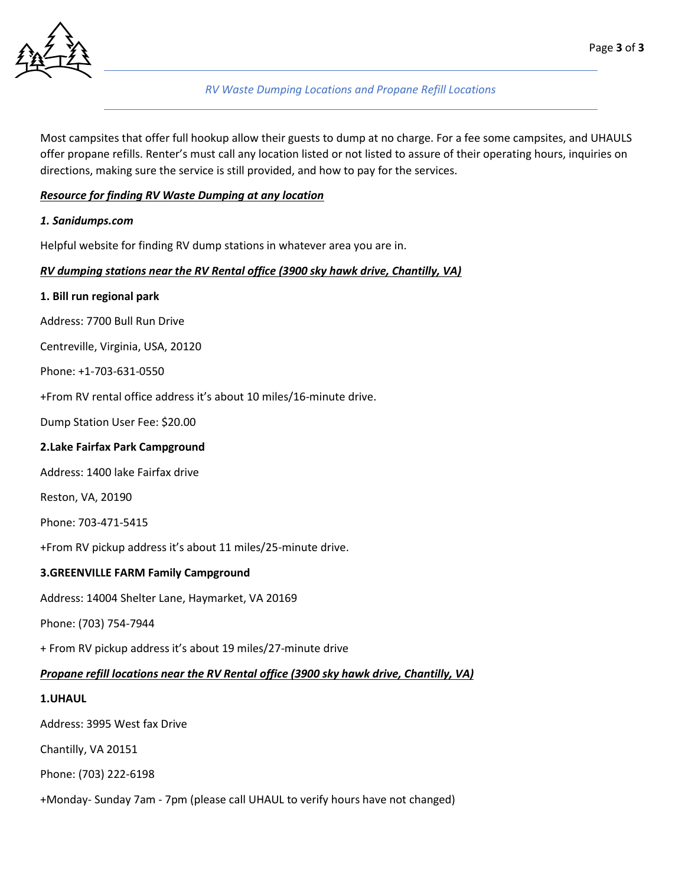*RV Waste Dumping Locations and Propane Refill Locations*

Most campsites that offer full hookup allow their guests to dump at no charge. For a fee some campsites, and UHAULS offer propane refills. Renter's must call any location listed or not listed to assure of their operating hours, inquiries on directions, making sure the service is still provided, and how to pay for the services.

***Resource for finding RV Waste Dumping at any location***

***1. Sanidumps.com***

Helpful website for finding RV dump stations in whatever area you are in.

***RV dumping stations near the RV Rental office (3900 sky hawk drive, Chantilly, VA)***

**1. Bill run regional park**

Address: 7700 Bull Run Drive

Centreville, Virginia, USA, 20120

Phone: +1-703-631-0550

+From RV rental office address it's about 10 miles/16-minute drive.

Dump Station User Fee: $20.00

**2.Lake Fairfax Park Campground**

Address: 1400 lake Fairfax drive

Reston, VA, 20190

Phone: 703-471-5415

+From RV pickup address it's about 11 miles/25-minute drive.

**3.GREENVILLE FARM Family Campground**

Address: 14004 Shelter Lane, Haymarket, VA 20169

Phone: (703) 754-7944

+ From RV pickup address it's about 19 miles/27-minute drive

***Propane refill locations near the RV Rental office (3900 sky hawk drive, Chantilly, VA)***

**1.UHAUL**

Address: 3995 West fax Drive

Chantilly, VA 20151

Phone: (703) 222-6198

+Monday- Sunday 7am - 7pm (please call UHAUL to verify hours have not changed)